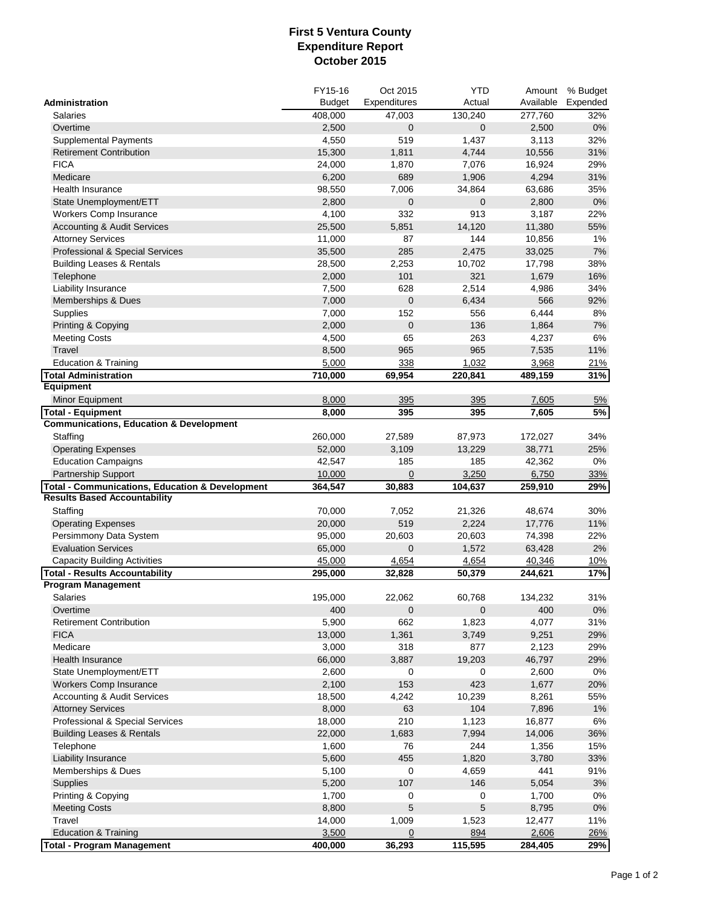# First 5 Ventura County
## Expenditure Report
## October 2015

| Administration | FY15-16 Budget | Oct 2015 Expenditures | YTD Actual | Amount Available | % Budget Expended |
|---|---|---|---|---|---|
| Salaries | 408,000 | 47,003 | 130,240 | 277,760 | 32% |
| Overtime | 2,500 | 0 | 0 | 2,500 | 0% |
| Supplemental Payments | 4,550 | 519 | 1,437 | 3,113 | 32% |
| Retirement Contribution | 15,300 | 1,811 | 4,744 | 10,556 | 31% |
| FICA | 24,000 | 1,870 | 7,076 | 16,924 | 29% |
| Medicare | 6,200 | 689 | 1,906 | 4,294 | 31% |
| Health Insurance | 98,550 | 7,006 | 34,864 | 63,686 | 35% |
| State Unemployment/ETT | 2,800 | 0 | 0 | 2,800 | 0% |
| Workers Comp Insurance | 4,100 | 332 | 913 | 3,187 | 22% |
| Accounting & Audit Services | 25,500 | 5,851 | 14,120 | 11,380 | 55% |
| Attorney Services | 11,000 | 87 | 144 | 10,856 | 1% |
| Professional & Special Services | 35,500 | 285 | 2,475 | 33,025 | 7% |
| Building Leases & Rentals | 28,500 | 2,253 | 10,702 | 17,798 | 38% |
| Telephone | 2,000 | 101 | 321 | 1,679 | 16% |
| Liability Insurance | 7,500 | 628 | 2,514 | 4,986 | 34% |
| Memberships & Dues | 7,000 | 0 | 6,434 | 566 | 92% |
| Supplies | 7,000 | 152 | 556 | 6,444 | 8% |
| Printing & Copying | 2,000 | 0 | 136 | 1,864 | 7% |
| Meeting Costs | 4,500 | 65 | 263 | 4,237 | 6% |
| Travel | 8,500 | 965 | 965 | 7,535 | 11% |
| Education & Training | 5,000 | 338 | 1,032 | 3,968 | 21% |
| **Total Administration** | **710,000** | **69,954** | **220,841** | **489,159** | **31%** |
| **Equipment** | | | | | |
| Minor Equipment | 8,000 | 395 | 395 | 7,605 | 5% |
| **Total - Equipment** | **8,000** | **395** | **395** | **7,605** | **5%** |
| **Communications, Education & Development** | | | | | |
| Staffing | 260,000 | 27,589 | 87,973 | 172,027 | 34% |
| Operating Expenses | 52,000 | 3,109 | 13,229 | 38,771 | 25% |
| Education Campaigns | 42,547 | 185 | 185 | 42,362 | 0% |
| Partnership Support | 10,000 | 0 | 3,250 | 6,750 | 33% |
| **Total - Communications, Education & Development** | **364,547** | **30,883** | **104,637** | **259,910** | **29%** |
| **Results Based Accountability** | | | | | |
| Staffing | 70,000 | 7,052 | 21,326 | 48,674 | 30% |
| Operating Expenses | 20,000 | 519 | 2,224 | 17,776 | 11% |
| Persimmony Data System | 95,000 | 20,603 | 20,603 | 74,398 | 22% |
| Evaluation Services | 65,000 | 0 | 1,572 | 63,428 | 2% |
| Capacity Building Activities | 45,000 | 4,654 | 4,654 | 40,346 | 10% |
| **Total - Results Accountability** | **295,000** | **32,828** | **50,379** | **244,621** | **17%** |
| **Program Management** | | | | | |
| Salaries | 195,000 | 22,062 | 60,768 | 134,232 | 31% |
| Overtime | 400 | 0 | 0 | 400 | 0% |
| Retirement Contribution | 5,900 | 662 | 1,823 | 4,077 | 31% |
| FICA | 13,000 | 1,361 | 3,749 | 9,251 | 29% |
| Medicare | 3,000 | 318 | 877 | 2,123 | 29% |
| Health Insurance | 66,000 | 3,887 | 19,203 | 46,797 | 29% |
| State Unemployment/ETT | 2,600 | 0 | 0 | 2,600 | 0% |
| Workers Comp Insurance | 2,100 | 153 | 423 | 1,677 | 20% |
| Accounting & Audit Services | 18,500 | 4,242 | 10,239 | 8,261 | 55% |
| Attorney Services | 8,000 | 63 | 104 | 7,896 | 1% |
| Professional & Special Services | 18,000 | 210 | 1,123 | 16,877 | 6% |
| Building Leases & Rentals | 22,000 | 1,683 | 7,994 | 14,006 | 36% |
| Telephone | 1,600 | 76 | 244 | 1,356 | 15% |
| Liability Insurance | 5,600 | 455 | 1,820 | 3,780 | 33% |
| Memberships & Dues | 5,100 | 0 | 4,659 | 441 | 91% |
| Supplies | 5,200 | 107 | 146 | 5,054 | 3% |
| Printing & Copying | 1,700 | 0 | 0 | 1,700 | 0% |
| Meeting Costs | 8,800 | 5 | 5 | 8,795 | 0% |
| Travel | 14,000 | 1,009 | 1,523 | 12,477 | 11% |
| Education & Training | 3,500 | 0 | 894 | 2,606 | 26% |
| **Total - Program Management** | **400,000** | **36,293** | **115,595** | **284,405** | **29%** |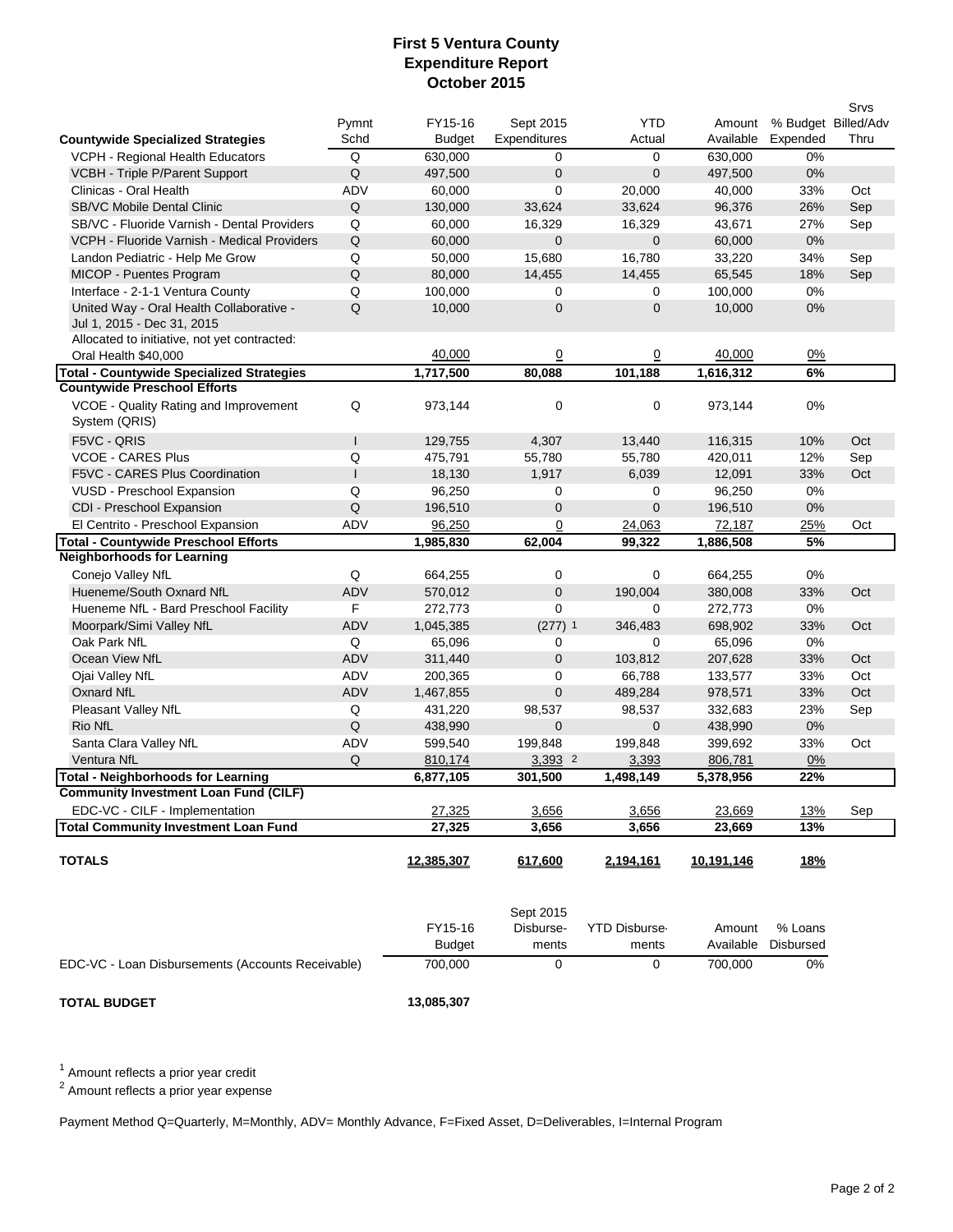# First 5 Ventura County
## Expenditure Report
## October 2015

| Countywide Specialized Strategies | Pymnt Schd | FY15-16 Budget | Sept 2015 Expenditures | YTD Actual | Amount Available | % Budget Expended | Srvs Billed/Adv Thru |
|---|---|---|---|---|---|---|---|
| VCPH - Regional Health Educators | Q | 630,000 | 0 | 0 | 630,000 | 0% | |
| VCBH - Triple P/Parent Support | Q | 497,500 | 0 | 0 | 497,500 | 0% | |
| Clinicas - Oral Health | ADV | 60,000 | 0 | 20,000 | 40,000 | 33% | Oct |
| SB/VC Mobile Dental Clinic | Q | 130,000 | 33,624 | 33,624 | 96,376 | 26% | Sep |
| SB/VC - Fluoride Varnish - Dental Providers | Q | 60,000 | 16,329 | 16,329 | 43,671 | 27% | Sep |
| VCPH - Fluoride Varnish - Medical Providers | Q | 60,000 | 0 | 0 | 60,000 | 0% | |
| Landon Pediatric - Help Me Grow | Q | 50,000 | 15,680 | 16,780 | 33,220 | 34% | Sep |
| MICOP - Puentes Program | Q | 80,000 | 14,455 | 14,455 | 65,545 | 18% | Sep |
| Interface - 2-1-1 Ventura County | Q | 100,000 | 0 | 0 | 100,000 | 0% | |
| United Way - Oral Health Collaborative - Jul 1, 2015 - Dec 31, 2015 | Q | 10,000 | 0 | 0 | 10,000 | 0% | |
| Allocated to initiative, not yet contracted: Oral Health $40,000 | | 40,000 | 0 | 0 | 40,000 | 0% | |
| **Total - Countywide Specialized Strategies** | | **1,717,500** | **80,088** | **101,188** | **1,616,312** | **6%** | |
| **Countywide Preschool Efforts** | | | | | | | |
| VCOE - Quality Rating and Improvement System (QRIS) | Q | 973,144 | 0 | 0 | 973,144 | 0% | |
| F5VC - QRIS | I | 129,755 | 4,307 | 13,440 | 116,315 | 10% | Oct |
| VCOE - CARES Plus | Q | 475,791 | 55,780 | 55,780 | 420,011 | 12% | Sep |
| F5VC - CARES Plus Coordination | I | 18,130 | 1,917 | 6,039 | 12,091 | 33% | Oct |
| VUSD - Preschool Expansion | Q | 96,250 | 0 | 0 | 96,250 | 0% | |
| CDI - Preschool Expansion | Q | 196,510 | 0 | 0 | 196,510 | 0% | |
| El Centrito - Preschool Expansion | ADV | 96,250 | 0 | 24,063 | 72,187 | 25% | Oct |
| **Total - Countywide Preschool Efforts** | | **1,985,830** | **62,004** | **99,322** | **1,886,508** | **5%** | |
| **Neighborhoods for Learning** | | | | | | | |
| Conejo Valley NfL | Q | 664,255 | 0 | 0 | 664,255 | 0% | |
| Hueneme/South Oxnard NfL | ADV | 570,012 | 0 | 190,004 | 380,008 | 33% | Oct |
| Hueneme NfL - Bard Preschool Facility | F | 272,773 | 0 | 0 | 272,773 | 0% | |
| Moorpark/Simi Valley NfL | ADV | 1,045,385 | (277) [1] | 346,483 | 698,902 | 33% | Oct |
| Oak Park NfL | Q | 65,096 | 0 | 0 | 65,096 | 0% | |
| Ocean View NfL | ADV | 311,440 | 0 | 103,812 | 207,628 | 33% | Oct |
| Ojai Valley NfL | ADV | 200,365 | 0 | 66,788 | 133,577 | 33% | Oct |
| Oxnard NfL | ADV | 1,467,855 | 0 | 489,284 | 978,571 | 33% | Oct |
| Pleasant Valley NfL | Q | 431,220 | 98,537 | 98,537 | 332,683 | 23% | Sep |
| Rio NfL | Q | 438,990 | 0 | 0 | 438,990 | 0% | |
| Santa Clara Valley NfL | ADV | 599,540 | 199,848 | 199,848 | 399,692 | 33% | Oct |
| Ventura NfL | Q | 810,174 | 3,393 [2] | 3,393 | 806,781 | 0% | |
| **Total - Neighborhoods for Learning** | | **6,877,105** | **301,500** | **1,498,149** | **5,378,956** | **22%** | |
| **Community Investment Loan Fund (CILF)** | | | | | | | |
| EDC-VC - CILF - Implementation | | 27,325 | 3,656 | 3,656 | 23,669 | 13% | Sep |
| **Total Community Investment Loan Fund** | | **27,325** | **3,656** | **3,656** | **23,669** | **13%** | |
| **TOTALS** | | **12,385,307** | **617,600** | **2,194,161** | **10,191,146** | **18%** | |

| | FY15-16 Budget | Sept 2015 Disbursements | YTD Disbursements | Amount Available | % Loans Disbursed |
|---|---|---|---|---|---|
| EDC-VC - Loan Disbursements (Accounts Receivable) | 700,000 | 0 | 0 | 700,000 | 0% |

**TOTAL BUDGET** 13,085,307

[1] Amount reflects a prior year credit
[2] Amount reflects a prior year expense

Payment Method Q=Quarterly, M=Monthly, ADV= Monthly Advance, F=Fixed Asset, D=Deliverables, I=Internal Program